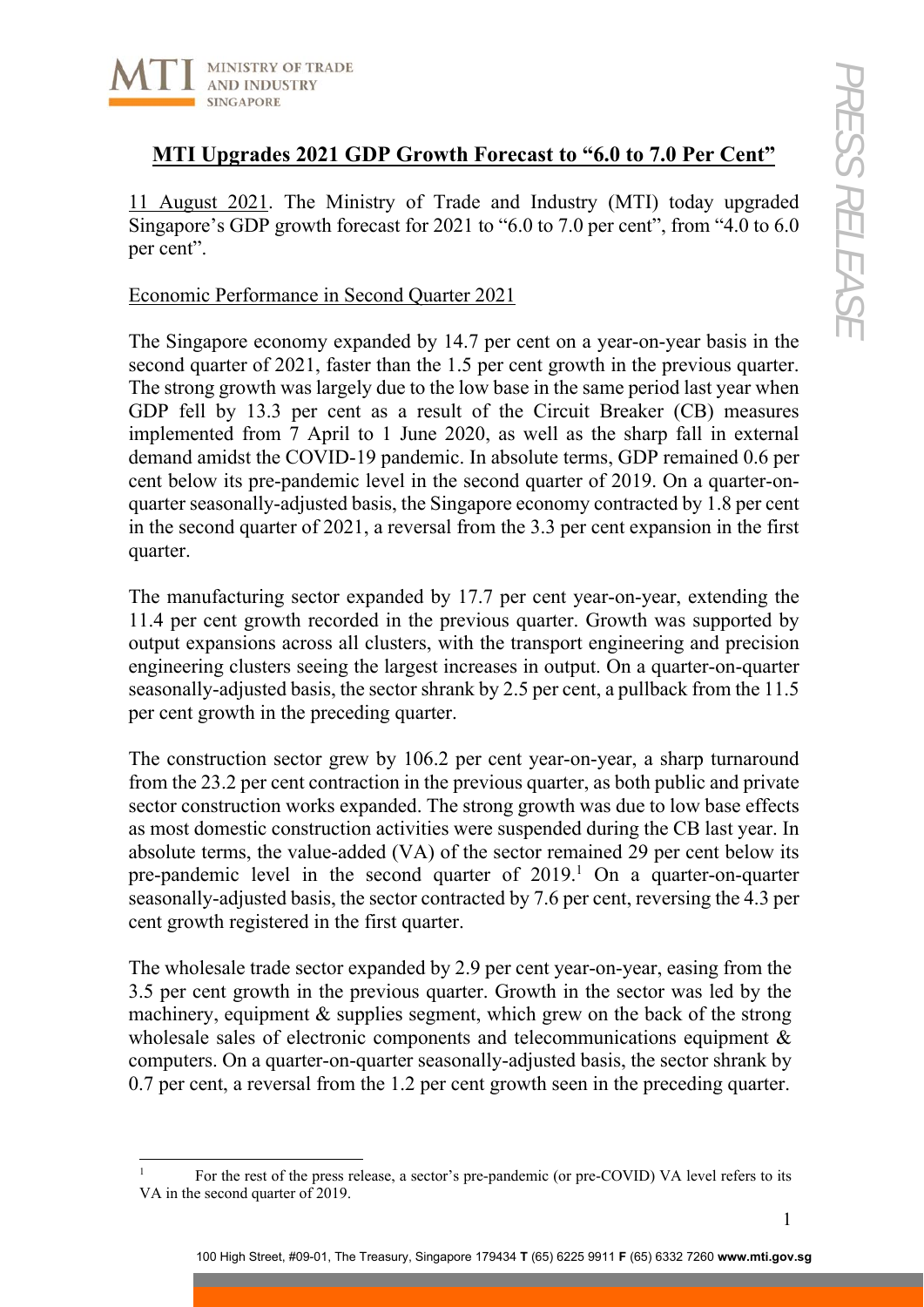# MTI Upgrades 2021 GDP Growth Forecast to "6.0 to 7.0 Per Cent"

11 August 2021. The Ministry of Trade and Industry (MTI) today upgraded Singapore's GDP growth forecast for 2021 to "6.0 to 7.0 per cent", from "4.0 to 6.0 per cent".

## Economic Performance in Second Quarter 2021

The Singapore economy expanded by 14.7 per cent on a year-on-year basis in the second quarter of 2021, faster than the 1.5 per cent growth in the previous quarter. The strong growth was largely due to the low base in the same period last year when GDP fell by 13.3 per cent as a result of the Circuit Breaker (CB) measures implemented from 7 April to 1 June 2020, as well as the sharp fall in external demand amidst the COVID-19 pandemic. In absolute terms, GDP remained 0.6 per cent below its pre-pandemic level in the second quarter of 2019. On a quarter-on-quarter seasonally-adjusted basis, the Singapore economy contracted by 1.8 per cent in the second quarter of 2021, a reversal from the 3.3 per cent expansion in the first quarter.

The manufacturing sector expanded by 17.7 per cent year-on-year, extending the 11.4 per cent growth recorded in the previous quarter. Growth was supported by output expansions across all clusters, with the transport engineering and precision engineering clusters seeing the largest increases in output. On a quarter-on-quarter seasonally-adjusted basis, the sector shrank by 2.5 per cent, a pullback from the 11.5 per cent growth in the preceding quarter.

The construction sector grew by 106.2 per cent year-on-year, a sharp turnaround from the 23.2 per cent contraction in the previous quarter, as both public and private sector construction works expanded. The strong growth was due to low base effects as most domestic construction activities were suspended during the CB last year. In absolute terms, the value-added (VA) of the sector remained 29 per cent below its pre-pandemic level in the second quarter of 2019.[1] On a quarter-on-quarter seasonally-adjusted basis, the sector contracted by 7.6 per cent, reversing the 4.3 per cent growth registered in the first quarter.

The wholesale trade sector expanded by 2.9 per cent year-on-year, easing from the 3.5 per cent growth in the previous quarter. Growth in the sector was led by the machinery, equipment & supplies segment, which grew on the back of the strong wholesale sales of electronic components and telecommunications equipment & computers. On a quarter-on-quarter seasonally-adjusted basis, the sector shrank by 0.7 per cent, a reversal from the 1.2 per cent growth seen in the preceding quarter.

[1] For the rest of the press release, a sector's pre-pandemic (or pre-COVID) VA level refers to its VA in the second quarter of 2019.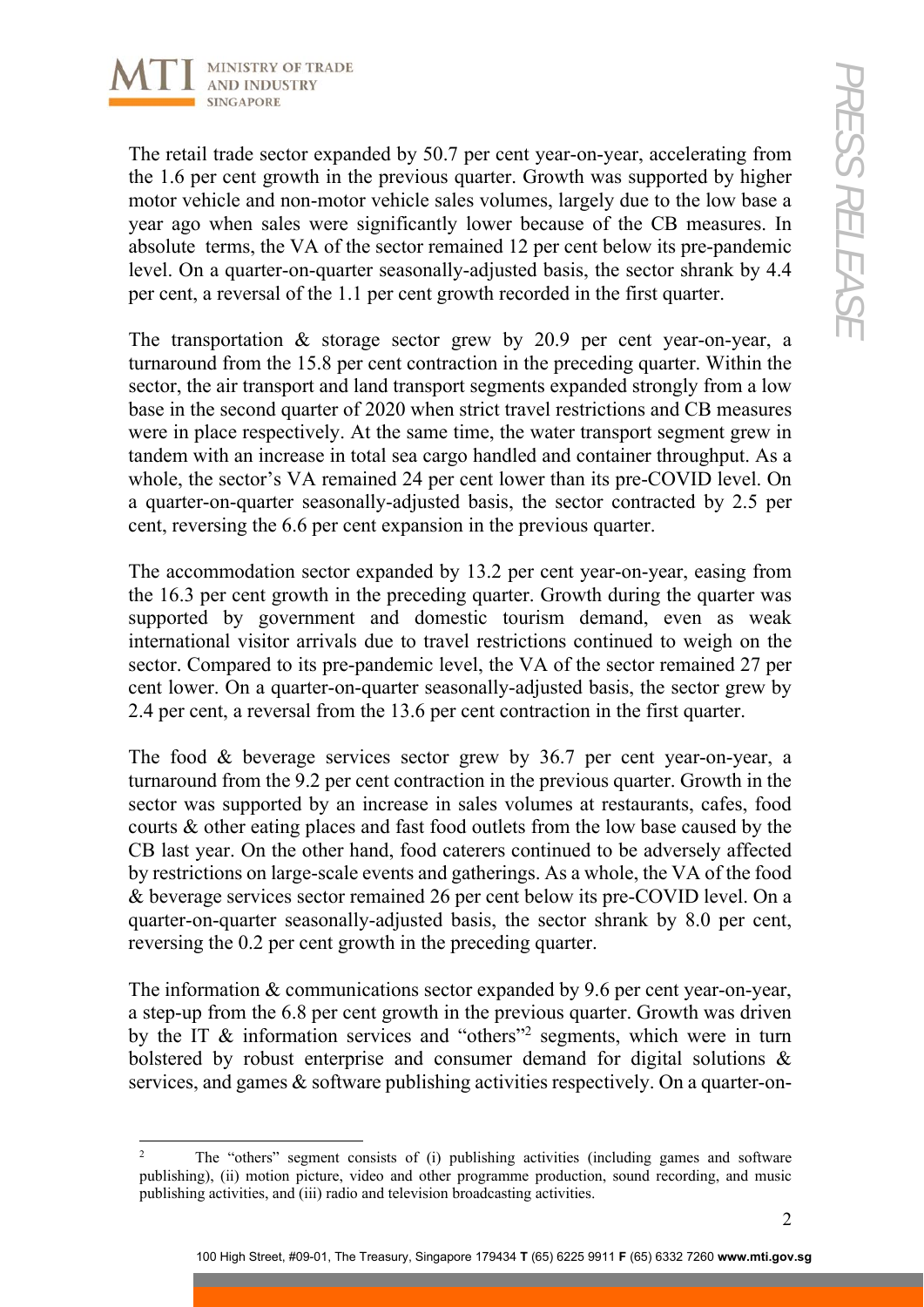The retail trade sector expanded by 50.7 per cent year-on-year, accelerating from the 1.6 per cent growth in the previous quarter. Growth was supported by higher motor vehicle and non-motor vehicle sales volumes, largely due to the low base a year ago when sales were significantly lower because of the CB measures. In absolute terms, the VA of the sector remained 12 per cent below its pre-pandemic level. On a quarter-on-quarter seasonally-adjusted basis, the sector shrank by 4.4 per cent, a reversal of the 1.1 per cent growth recorded in the first quarter.

The transportation & storage sector grew by 20.9 per cent year-on-year, a turnaround from the 15.8 per cent contraction in the preceding quarter. Within the sector, the air transport and land transport segments expanded strongly from a low base in the second quarter of 2020 when strict travel restrictions and CB measures were in place respectively. At the same time, the water transport segment grew in tandem with an increase in total sea cargo handled and container throughput. As a whole, the sector's VA remained 24 per cent lower than its pre-COVID level. On a quarter-on-quarter seasonally-adjusted basis, the sector contracted by 2.5 per cent, reversing the 6.6 per cent expansion in the previous quarter.

The accommodation sector expanded by 13.2 per cent year-on-year, easing from the 16.3 per cent growth in the preceding quarter. Growth during the quarter was supported by government and domestic tourism demand, even as weak international visitor arrivals due to travel restrictions continued to weigh on the sector. Compared to its pre-pandemic level, the VA of the sector remained 27 per cent lower. On a quarter-on-quarter seasonally-adjusted basis, the sector grew by 2.4 per cent, a reversal from the 13.6 per cent contraction in the first quarter.

The food & beverage services sector grew by 36.7 per cent year-on-year, a turnaround from the 9.2 per cent contraction in the previous quarter. Growth in the sector was supported by an increase in sales volumes at restaurants, cafes, food courts & other eating places and fast food outlets from the low base caused by the CB last year. On the other hand, food caterers continued to be adversely affected by restrictions on large-scale events and gatherings. As a whole, the VA of the food & beverage services sector remained 26 per cent below its pre-COVID level. On a quarter-on-quarter seasonally-adjusted basis, the sector shrank by 8.0 per cent, reversing the 0.2 per cent growth in the preceding quarter.

The information & communications sector expanded by 9.6 per cent year-on-year, a step-up from the 6.8 per cent growth in the previous quarter. Growth was driven by the IT & information services and "others"[2] segments, which were in turn bolstered by robust enterprise and consumer demand for digital solutions & services, and games & software publishing activities respectively. On a quarter-on-

[2] The "others" segment consists of (i) publishing activities (including games and software publishing), (ii) motion picture, video and other programme production, sound recording, and music publishing activities, and (iii) radio and television broadcasting activities.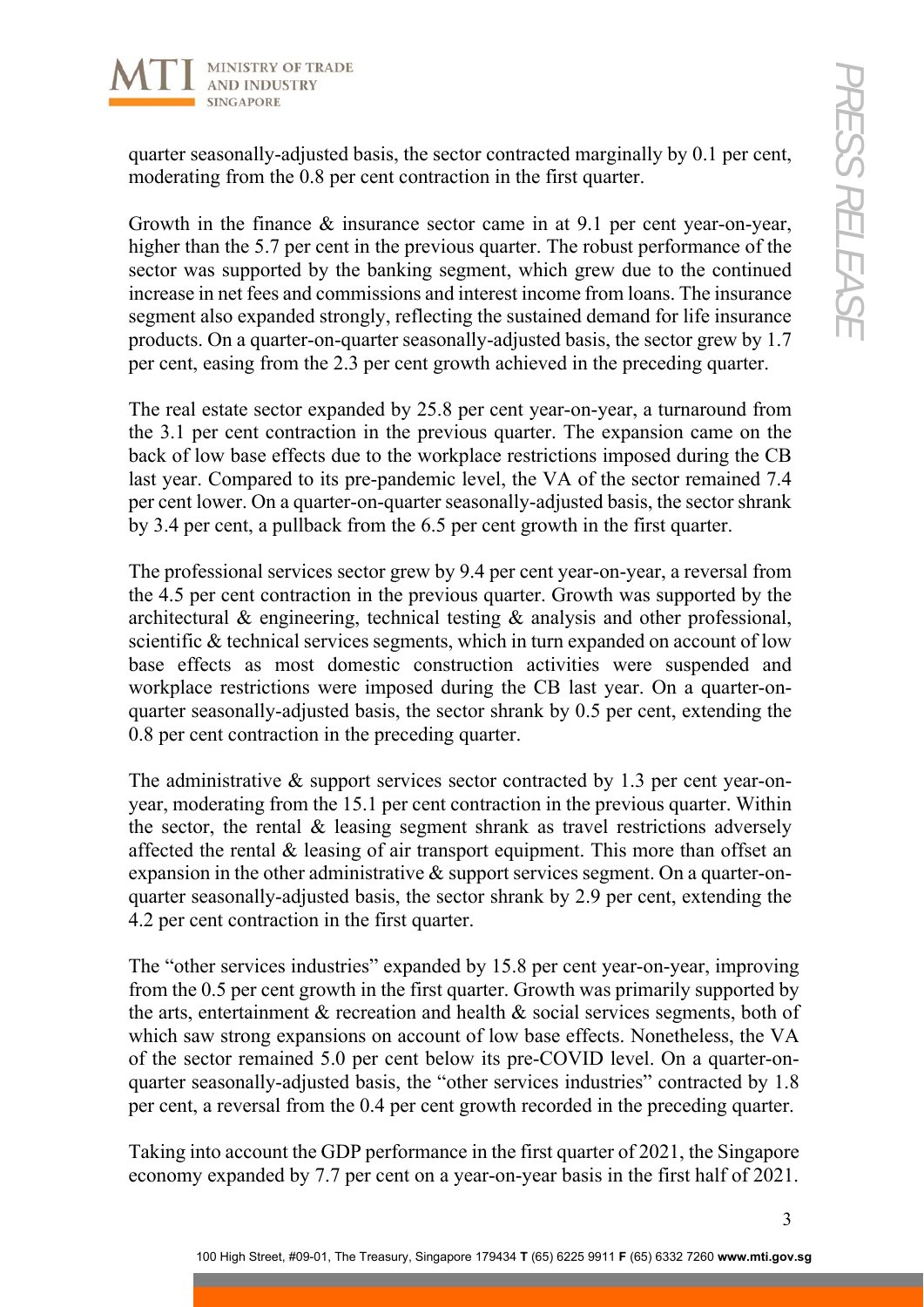quarter seasonally-adjusted basis, the sector contracted marginally by 0.1 per cent, moderating from the 0.8 per cent contraction in the first quarter.

Growth in the finance & insurance sector came in at 9.1 per cent year-on-year, higher than the 5.7 per cent in the previous quarter. The robust performance of the sector was supported by the banking segment, which grew due to the continued increase in net fees and commissions and interest income from loans. The insurance segment also expanded strongly, reflecting the sustained demand for life insurance products. On a quarter-on-quarter seasonally-adjusted basis, the sector grew by 1.7 per cent, easing from the 2.3 per cent growth achieved in the preceding quarter.

The real estate sector expanded by 25.8 per cent year-on-year, a turnaround from the 3.1 per cent contraction in the previous quarter. The expansion came on the back of low base effects due to the workplace restrictions imposed during the CB last year. Compared to its pre-pandemic level, the VA of the sector remained 7.4 per cent lower. On a quarter-on-quarter seasonally-adjusted basis, the sector shrank by 3.4 per cent, a pullback from the 6.5 per cent growth in the first quarter.

The professional services sector grew by 9.4 per cent year-on-year, a reversal from the 4.5 per cent contraction in the previous quarter. Growth was supported by the architectural & engineering, technical testing & analysis and other professional, scientific & technical services segments, which in turn expanded on account of low base effects as most domestic construction activities were suspended and workplace restrictions were imposed during the CB last year. On a quarter-on-quarter seasonally-adjusted basis, the sector shrank by 0.5 per cent, extending the 0.8 per cent contraction in the preceding quarter.

The administrative & support services sector contracted by 1.3 per cent year-on-year, moderating from the 15.1 per cent contraction in the previous quarter. Within the sector, the rental & leasing segment shrank as travel restrictions adversely affected the rental & leasing of air transport equipment. This more than offset an expansion in the other administrative & support services segment. On a quarter-on-quarter seasonally-adjusted basis, the sector shrank by 2.9 per cent, extending the 4.2 per cent contraction in the first quarter.

The "other services industries" expanded by 15.8 per cent year-on-year, improving from the 0.5 per cent growth in the first quarter. Growth was primarily supported by the arts, entertainment & recreation and health & social services segments, both of which saw strong expansions on account of low base effects. Nonetheless, the VA of the sector remained 5.0 per cent below its pre-COVID level. On a quarter-on-quarter seasonally-adjusted basis, the "other services industries" contracted by 1.8 per cent, a reversal from the 0.4 per cent growth recorded in the preceding quarter.

Taking into account the GDP performance in the first quarter of 2021, the Singapore economy expanded by 7.7 per cent on a year-on-year basis in the first half of 2021.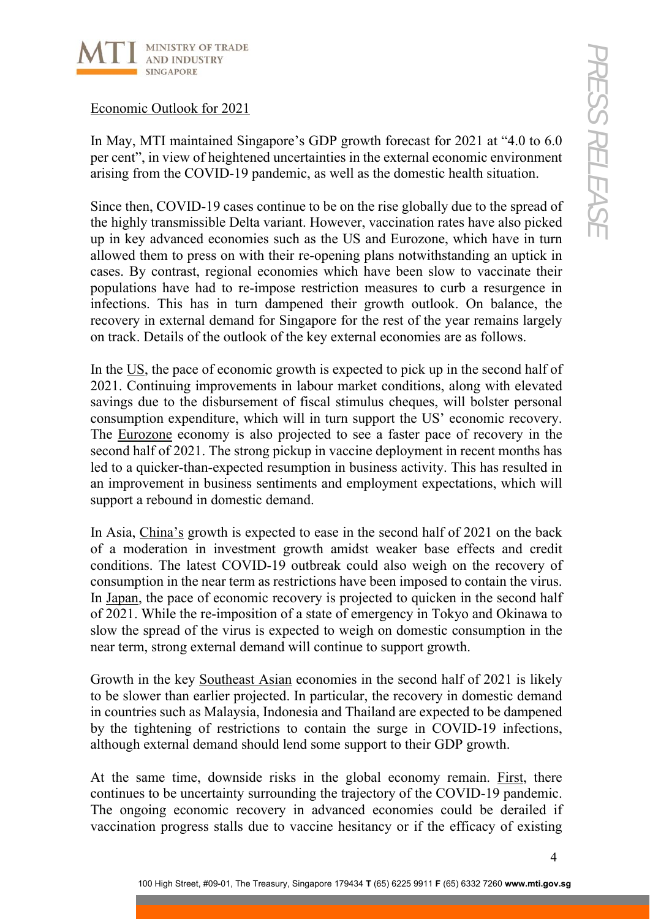## Economic Outlook for 2021

In May, MTI maintained Singapore's GDP growth forecast for 2021 at "4.0 to 6.0 per cent", in view of heightened uncertainties in the external economic environment arising from the COVID-19 pandemic, as well as the domestic health situation.

Since then, COVID-19 cases continue to be on the rise globally due to the spread of the highly transmissible Delta variant. However, vaccination rates have also picked up in key advanced economies such as the US and Eurozone, which have in turn allowed them to press on with their re-opening plans notwithstanding an uptick in cases. By contrast, regional economies which have been slow to vaccinate their populations have had to re-impose restriction measures to curb a resurgence in infections. This has in turn dampened their growth outlook. On balance, the recovery in external demand for Singapore for the rest of the year remains largely on track. Details of the outlook of the key external economies are as follows.

In the US, the pace of economic growth is expected to pick up in the second half of 2021. Continuing improvements in labour market conditions, along with elevated savings due to the disbursement of fiscal stimulus cheques, will bolster personal consumption expenditure, which will in turn support the US' economic recovery. The Eurozone economy is also projected to see a faster pace of recovery in the second half of 2021. The strong pickup in vaccine deployment in recent months has led to a quicker-than-expected resumption in business activity. This has resulted in an improvement in business sentiments and employment expectations, which will support a rebound in domestic demand.

In Asia, China's growth is expected to ease in the second half of 2021 on the back of a moderation in investment growth amidst weaker base effects and credit conditions. The latest COVID-19 outbreak could also weigh on the recovery of consumption in the near term as restrictions have been imposed to contain the virus. In Japan, the pace of economic recovery is projected to quicken in the second half of 2021. While the re-imposition of a state of emergency in Tokyo and Okinawa to slow the spread of the virus is expected to weigh on domestic consumption in the near term, strong external demand will continue to support growth.

Growth in the key Southeast Asian economies in the second half of 2021 is likely to be slower than earlier projected. In particular, the recovery in domestic demand in countries such as Malaysia, Indonesia and Thailand are expected to be dampened by the tightening of restrictions to contain the surge in COVID-19 infections, although external demand should lend some support to their GDP growth.

At the same time, downside risks in the global economy remain. First, there continues to be uncertainty surrounding the trajectory of the COVID-19 pandemic. The ongoing economic recovery in advanced economies could be derailed if vaccination progress stalls due to vaccine hesitancy or if the efficacy of existing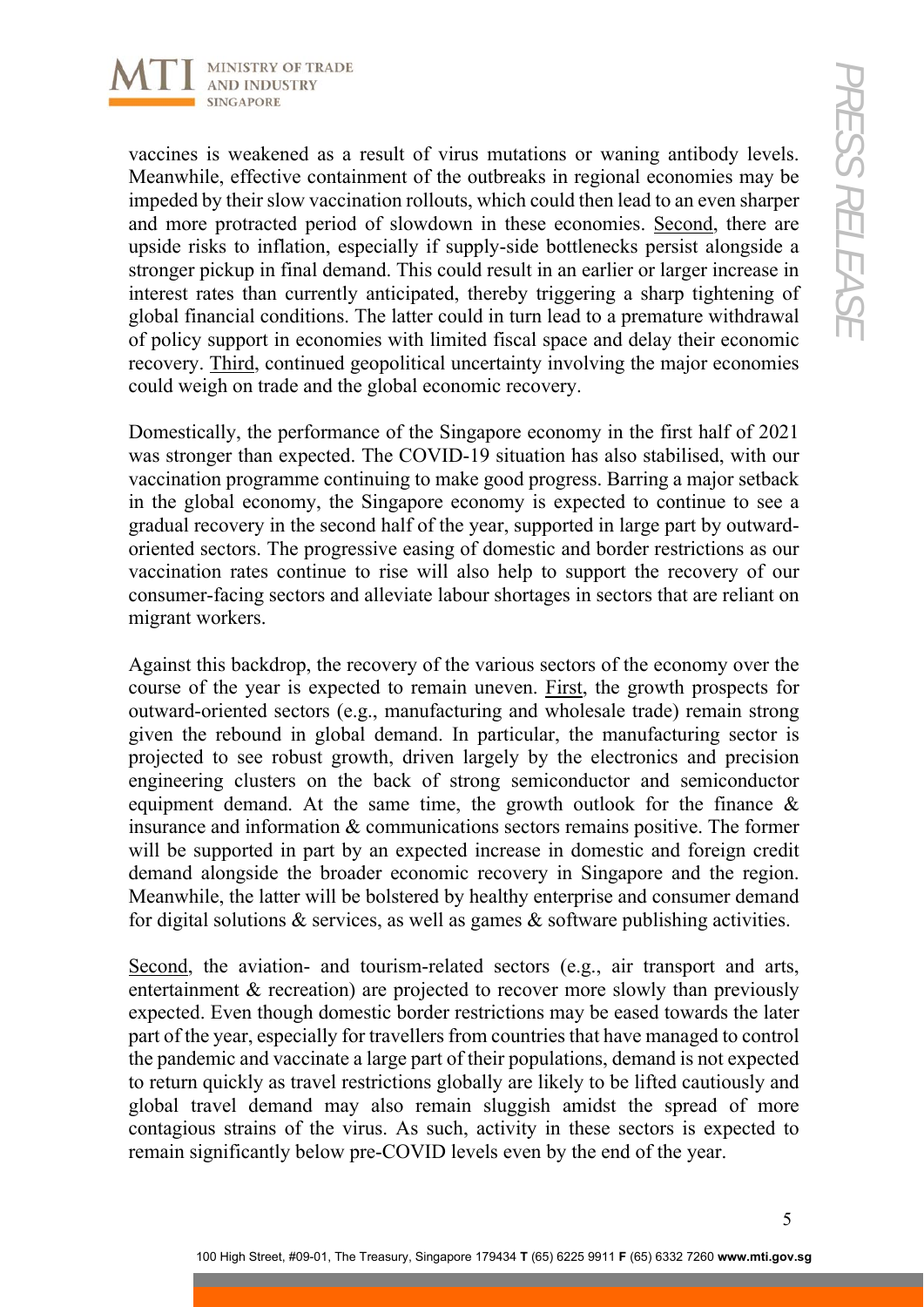vaccines is weakened as a result of virus mutations or waning antibody levels. Meanwhile, effective containment of the outbreaks in regional economies may be impeded by their slow vaccination rollouts, which could then lead to an even sharper and more protracted period of slowdown in these economies. Second, there are upside risks to inflation, especially if supply-side bottlenecks persist alongside a stronger pickup in final demand. This could result in an earlier or larger increase in interest rates than currently anticipated, thereby triggering a sharp tightening of global financial conditions. The latter could in turn lead to a premature withdrawal of policy support in economies with limited fiscal space and delay their economic recovery. Third, continued geopolitical uncertainty involving the major economies could weigh on trade and the global economic recovery.

Domestically, the performance of the Singapore economy in the first half of 2021 was stronger than expected. The COVID-19 situation has also stabilised, with our vaccination programme continuing to make good progress. Barring a major setback in the global economy, the Singapore economy is expected to continue to see a gradual recovery in the second half of the year, supported in large part by outward-oriented sectors. The progressive easing of domestic and border restrictions as our vaccination rates continue to rise will also help to support the recovery of our consumer-facing sectors and alleviate labour shortages in sectors that are reliant on migrant workers.

Against this backdrop, the recovery of the various sectors of the economy over the course of the year is expected to remain uneven. First, the growth prospects for outward-oriented sectors (e.g., manufacturing and wholesale trade) remain strong given the rebound in global demand. In particular, the manufacturing sector is projected to see robust growth, driven largely by the electronics and precision engineering clusters on the back of strong semiconductor and semiconductor equipment demand. At the same time, the growth outlook for the finance & insurance and information & communications sectors remains positive. The former will be supported in part by an expected increase in domestic and foreign credit demand alongside the broader economic recovery in Singapore and the region. Meanwhile, the latter will be bolstered by healthy enterprise and consumer demand for digital solutions & services, as well as games & software publishing activities.

Second, the aviation- and tourism-related sectors (e.g., air transport and arts, entertainment & recreation) are projected to recover more slowly than previously expected. Even though domestic border restrictions may be eased towards the later part of the year, especially for travellers from countries that have managed to control the pandemic and vaccinate a large part of their populations, demand is not expected to return quickly as travel restrictions globally are likely to be lifted cautiously and global travel demand may also remain sluggish amidst the spread of more contagious strains of the virus. As such, activity in these sectors is expected to remain significantly below pre-COVID levels even by the end of the year.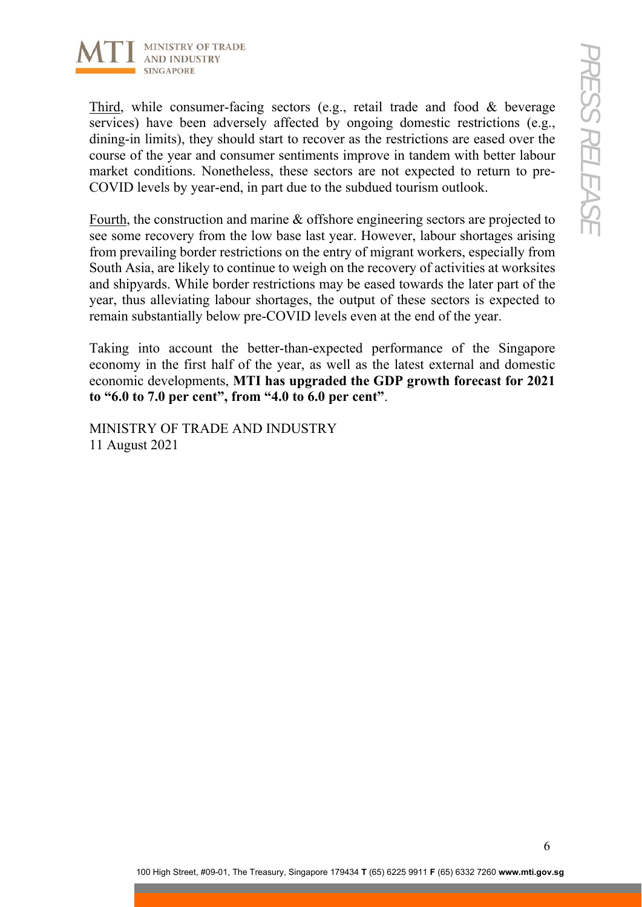Third, while consumer-facing sectors (e.g., retail trade and food & beverage services) have been adversely affected by ongoing domestic restrictions (e.g., dining-in limits), they should start to recover as the restrictions are eased over the course of the year and consumer sentiments improve in tandem with better labour market conditions. Nonetheless, these sectors are not expected to return to pre-COVID levels by year-end, in part due to the subdued tourism outlook.

Fourth, the construction and marine & offshore engineering sectors are projected to see some recovery from the low base last year. However, labour shortages arising from prevailing border restrictions on the entry of migrant workers, especially from South Asia, are likely to continue to weigh on the recovery of activities at worksites and shipyards. While border restrictions may be eased towards the later part of the year, thus alleviating labour shortages, the output of these sectors is expected to remain substantially below pre-COVID levels even at the end of the year.

Taking into account the better-than-expected performance of the Singapore economy in the first half of the year, as well as the latest external and domestic economic developments, **MTI has upgraded the GDP growth forecast for 2021 to "6.0 to 7.0 per cent", from "4.0 to 6.0 per cent"**.

MINISTRY OF TRADE AND INDUSTRY
11 August 2021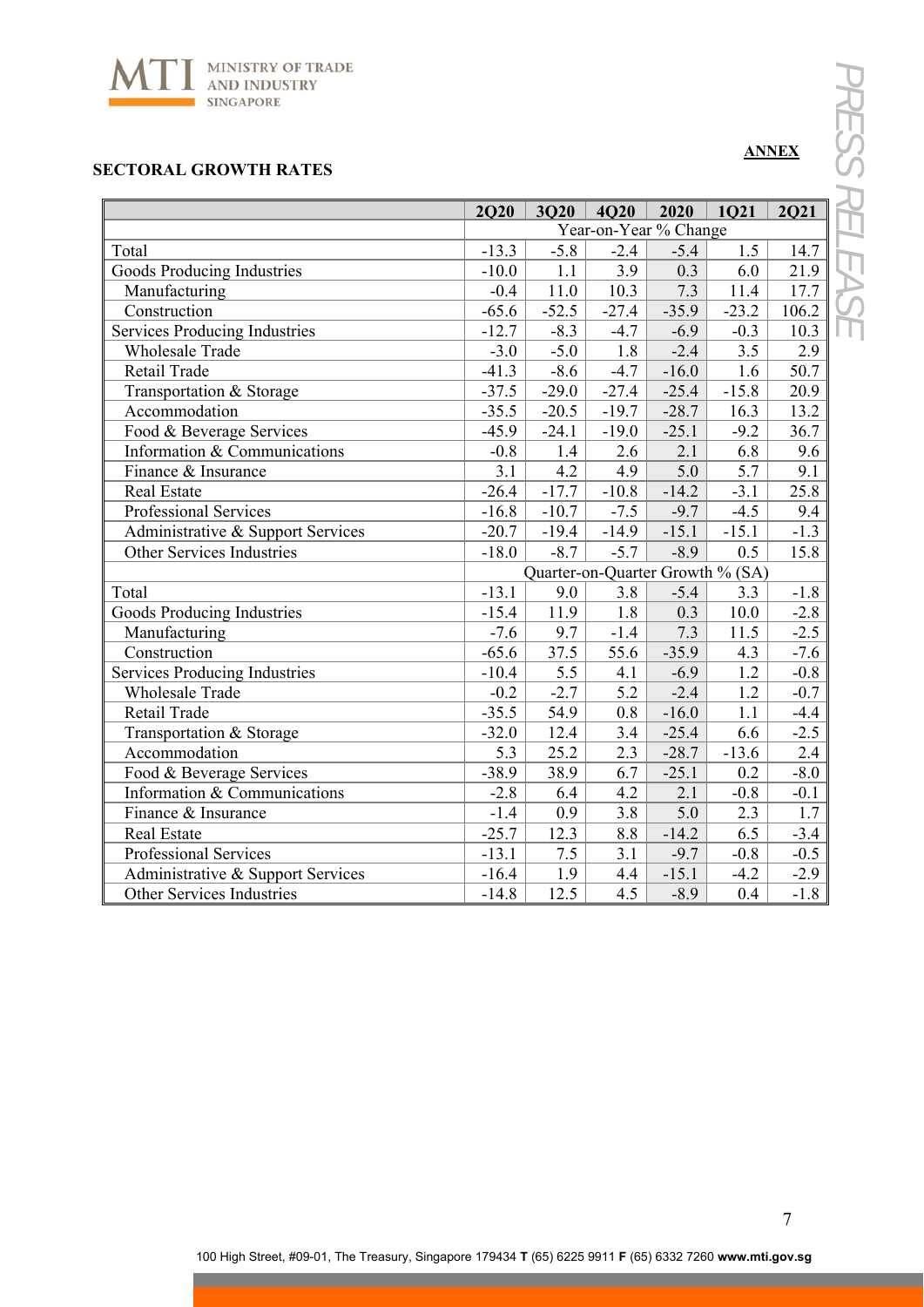**ANNEX**

**SECTORAL GROWTH RATES**

| | 2Q20 | 3Q20 | 4Q20 | 2020 | 1Q21 | 2Q21 |
|---|---|---|---|---|---|---|
| | Year-on-Year % Change | | | | | |
| Total | -13.3 | -5.8 | -2.4 | -5.4 | 1.5 | 14.7 |
| Goods Producing Industries | -10.0 | 1.1 | 3.9 | 0.3 | 6.0 | 21.9 |
| Manufacturing | -0.4 | 11.0 | 10.3 | 7.3 | 11.4 | 17.7 |
| Construction | -65.6 | -52.5 | -27.4 | -35.9 | -23.2 | 106.2 |
| Services Producing Industries | -12.7 | -8.3 | -4.7 | -6.9 | -0.3 | 10.3 |
| Wholesale Trade | -3.0 | -5.0 | 1.8 | -2.4 | 3.5 | 2.9 |
| Retail Trade | -41.3 | -8.6 | -4.7 | -16.0 | 1.6 | 50.7 |
| Transportation & Storage | -37.5 | -29.0 | -27.4 | -25.4 | -15.8 | 20.9 |
| Accommodation | -35.5 | -20.5 | -19.7 | -28.7 | 16.3 | 13.2 |
| Food & Beverage Services | -45.9 | -24.1 | -19.0 | -25.1 | -9.2 | 36.7 |
| Information & Communications | -0.8 | 1.4 | 2.6 | 2.1 | 6.8 | 9.6 |
| Finance & Insurance | 3.1 | 4.2 | 4.9 | 5.0 | 5.7 | 9.1 |
| Real Estate | -26.4 | -17.7 | -10.8 | -14.2 | -3.1 | 25.8 |
| Professional Services | -16.8 | -10.7 | -7.5 | -9.7 | -4.5 | 9.4 |
| Administrative & Support Services | -20.7 | -19.4 | -14.9 | -15.1 | -15.1 | -1.3 |
| Other Services Industries | -18.0 | -8.7 | -5.7 | -8.9 | 0.5 | 15.8 |
| | Quarter-on-Quarter Growth % (SA) | | | | | |
| Total | -13.1 | 9.0 | 3.8 | -5.4 | 3.3 | -1.8 |
| Goods Producing Industries | -15.4 | 11.9 | 1.8 | 0.3 | 10.0 | -2.8 |
| Manufacturing | -7.6 | 9.7 | -1.4 | 7.3 | 11.5 | -2.5 |
| Construction | -65.6 | 37.5 | 55.6 | -35.9 | 4.3 | -7.6 |
| Services Producing Industries | -10.4 | 5.5 | 4.1 | -6.9 | 1.2 | -0.8 |
| Wholesale Trade | -0.2 | -2.7 | 5.2 | -2.4 | 1.2 | -0.7 |
| Retail Trade | -35.5 | 54.9 | 0.8 | -16.0 | 1.1 | -4.4 |
| Transportation & Storage | -32.0 | 12.4 | 3.4 | -25.4 | 6.6 | -2.5 |
| Accommodation | 5.3 | 25.2 | 2.3 | -28.7 | -13.6 | 2.4 |
| Food & Beverage Services | -38.9 | 38.9 | 6.7 | -25.1 | 0.2 | -8.0 |
| Information & Communications | -2.8 | 6.4 | 4.2 | 2.1 | -0.8 | -0.1 |
| Finance & Insurance | -1.4 | 0.9 | 3.8 | 5.0 | 2.3 | 1.7 |
| Real Estate | -25.7 | 12.3 | 8.8 | -14.2 | 6.5 | -3.4 |
| Professional Services | -13.1 | 7.5 | 3.1 | -9.7 | -0.8 | -0.5 |
| Administrative & Support Services | -16.4 | 1.9 | 4.4 | -15.1 | -4.2 | -2.9 |
| Other Services Industries | -14.8 | 12.5 | 4.5 | -8.9 | 0.4 | -1.8 |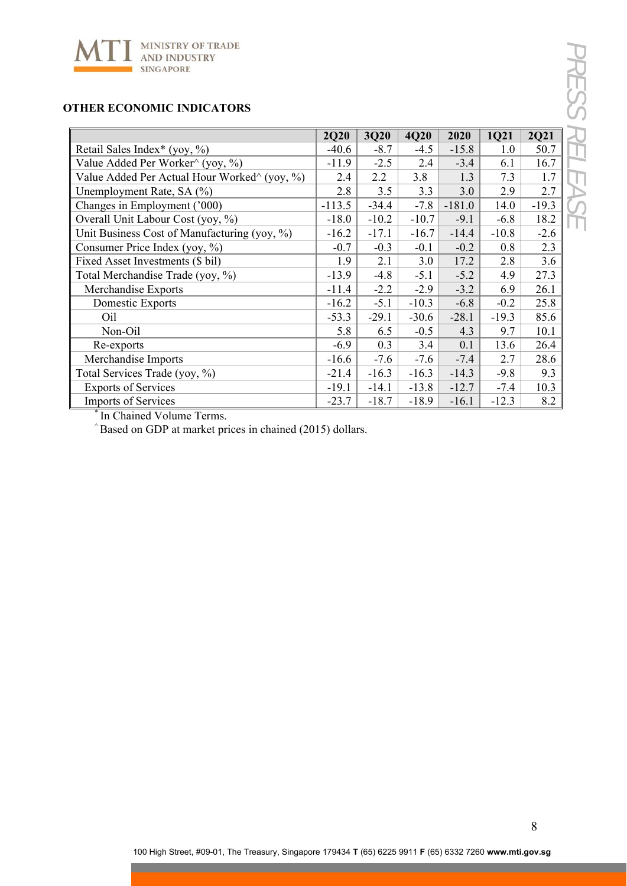## OTHER ECONOMIC INDICATORS

| | 2Q20 | 3Q20 | 4Q20 | 2020 | 1Q21 | 2Q21 |
|---|---|---|---|---|---|---|
| Retail Sales Index* (yoy, %) | -40.6 | -8.7 | -4.5 | -15.8 | 1.0 | 50.7 |
| Value Added Per Worker^ (yoy, %) | -11.9 | -2.5 | 2.4 | -3.4 | 6.1 | 16.7 |
| Value Added Per Actual Hour Worked^ (yoy, %) | 2.4 | 2.2 | 3.8 | 1.3 | 7.3 | 1.7 |
| Unemployment Rate, SA (%) | 2.8 | 3.5 | 3.3 | 3.0 | 2.9 | 2.7 |
| Changes in Employment ('000) | -113.5 | -34.4 | -7.8 | -181.0 | 14.0 | -19.3 |
| Overall Unit Labour Cost (yoy, %) | -18.0 | -10.2 | -10.7 | -9.1 | -6.8 | 18.2 |
| Unit Business Cost of Manufacturing (yoy, %) | -16.2 | -17.1 | -16.7 | -14.4 | -10.8 | -2.6 |
| Consumer Price Index (yoy, %) | -0.7 | -0.3 | -0.1 | -0.2 | 0.8 | 2.3 |
| Fixed Asset Investments ($ bil) | 1.9 | 2.1 | 3.0 | 17.2 | 2.8 | 3.6 |
| Total Merchandise Trade (yoy, %) | -13.9 | -4.8 | -5.1 | -5.2 | 4.9 | 27.3 |
| Merchandise Exports | -11.4 | -2.2 | -2.9 | -3.2 | 6.9 | 26.1 |
| Domestic Exports | -16.2 | -5.1 | -10.3 | -6.8 | -0.2 | 25.8 |
| Oil | -53.3 | -29.1 | -30.6 | -28.1 | -19.3 | 85.6 |
| Non-Oil | 5.8 | 6.5 | -0.5 | 4.3 | 9.7 | 10.1 |
| Re-exports | -6.9 | 0.3 | 3.4 | 0.1 | 13.6 | 26.4 |
| Merchandise Imports | -16.6 | -7.6 | -7.6 | -7.4 | 2.7 | 28.6 |
| Total Services Trade (yoy, %) | -21.4 | -16.3 | -16.3 | -14.3 | -9.8 | 9.3 |
| Exports of Services | -19.1 | -14.1 | -13.8 | -12.7 | -7.4 | 10.3 |
| Imports of Services | -23.7 | -18.7 | -18.9 | -16.1 | -12.3 | 8.2 |

* In Chained Volume Terms.

^ Based on GDP at market prices in chained (2015) dollars.